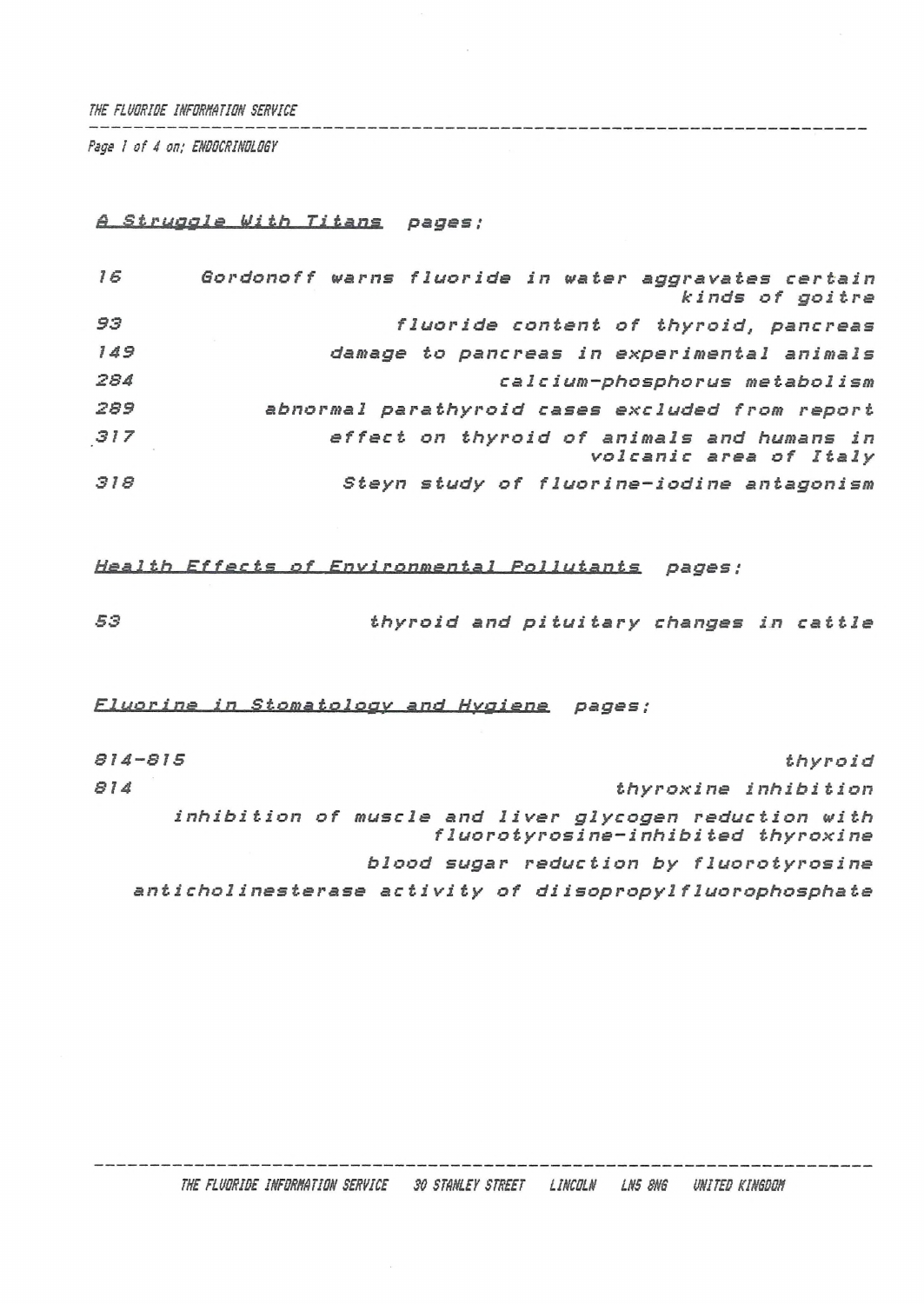THE FLUORIDE INFORMATION SERVICE

Page 1 of 4 on: ENDOCRINOLOGY

## A Struggle With Titans pages:

| | |
|---|---|
| 16 | Gordonoff warns fluoride in water aggravates certain kinds of goitre |
| 93 | fluoride content of thyroid, pancreas |
| 149 | damage to pancreas in experimental animals |
| 284 | calcium-phosphorus metabolism |
| 289 | abnormal parathyroid cases excluded from report |
| 317 | effect on thyroid of animals and humans in volcanic area of Italy |
| 318 | Steyn study of fluorine-iodine antagonism |

## Health Effects of Environmental Pollutants pages:

| | |
|---|---|
| 53 | thyroid and pituitary changes in cattle |

## Fluorine in Stomatology and Hygiene pages:

| | |
|---|---|
| 814-815 | thyroid |
| 814 | thyroxine inhibition |
| | inhibition of muscle and liver glycogen reduction with fluorotyrosine-inhibited thyroxine |
| | blood sugar reduction by fluorotyrosine |
| | anticholinesterase activity of diisopropylfluorophosphate |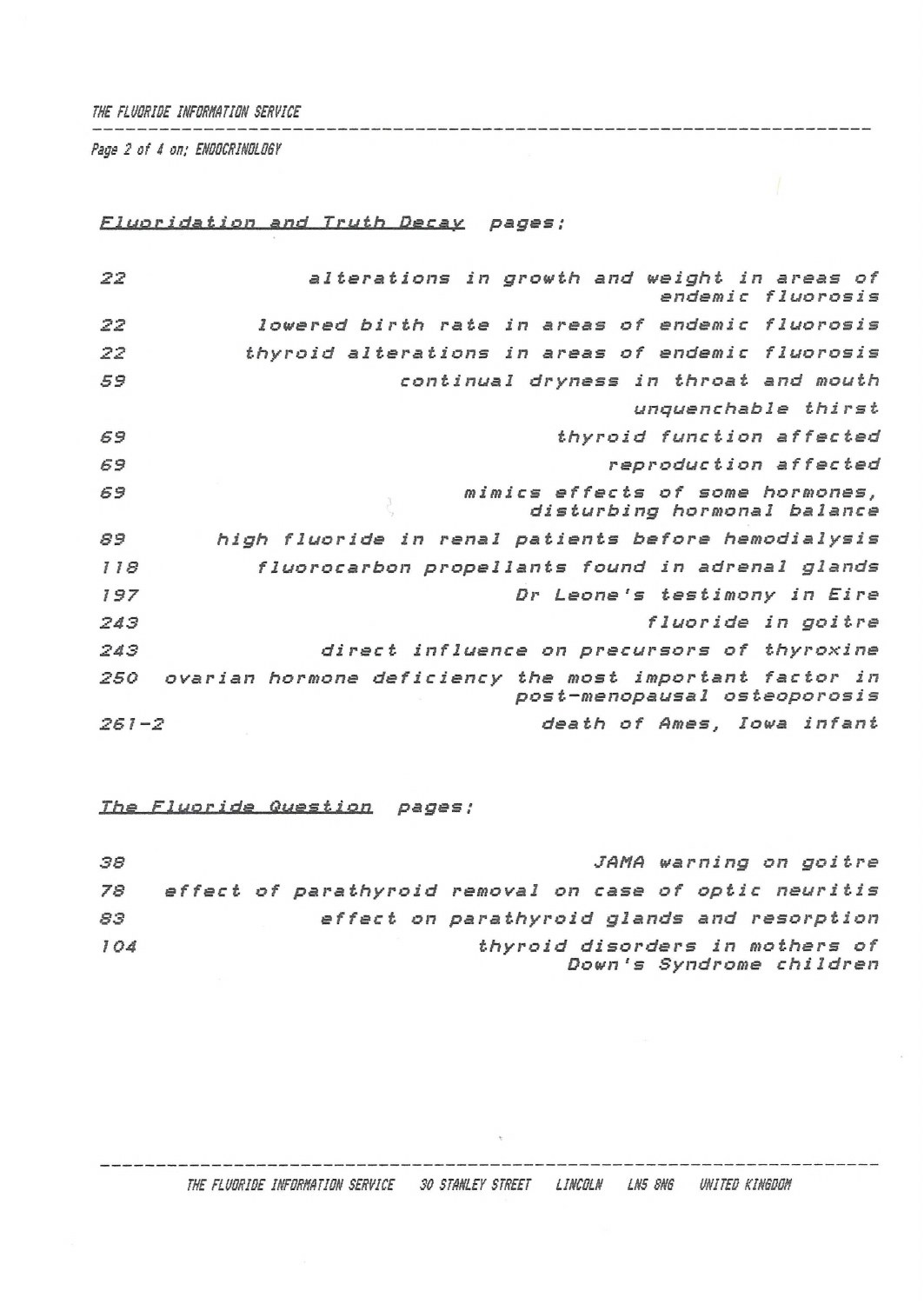*Fluoridation and Truth Decay* pages:

| | |
|---|---|
| 22 | alterations in growth and weight in areas of endemic fluorosis |
| 22 | lowered birth rate in areas of endemic fluorosis |
| 22 | thyroid alterations in areas of endemic fluorosis |
| 59 | continual dryness in throat and mouth |
| | unquenchable thirst |
| 69 | thyroid function affected |
| 69 | reproduction affected |
| 69 | mimics effects of some hormones, disturbing hormonal balance |
| 89 | high fluoride in renal patients before hemodialysis |
| 118 | fluorocarbon propellants found in adrenal glands |
| 197 | Dr Leone's testimony in Eire |
| 243 | fluoride in goitre |
| 243 | direct influence on precursors of thyroxine |
| 250 | ovarian hormone deficiency the most important factor in post-menopausal osteoporosis |
| 261-2 | death of Ames, Iowa infant |

*The Fluoride Question* pages:

| | |
|---|---|
| 38 | JAMA warning on goitre |
| 78 | effect of parathyroid removal on case of optic neuritis |
| 83 | effect on parathyroid glands and resorption |
| 104 | thyroid disorders in mothers of Down's Syndrome children |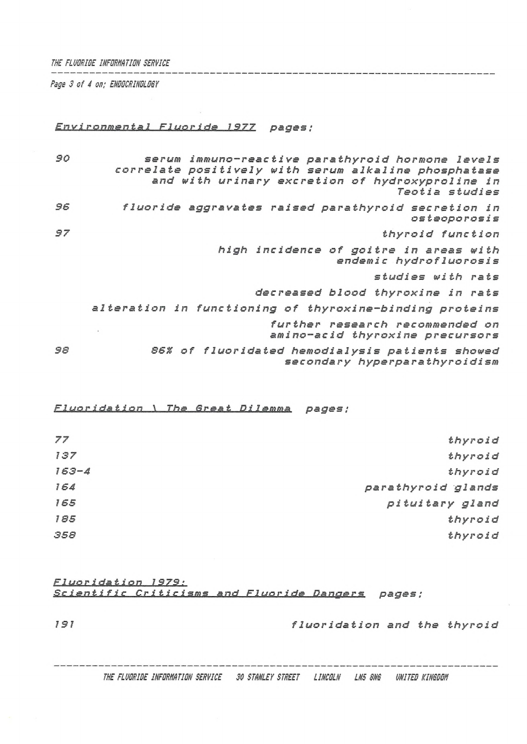*Environmental Fluoride 1977* pages:

| | |
|---|---|
| 90 | serum immuno-reactive parathyroid hormone levels correlate positively with serum alkaline phosphatase and with urinary excretion of hydroxyproline in Teotia studies |
| 96 | fluoride aggravates raised parathyroid secretion in osteoporosis |
| 97 | thyroid function |
| | high incidence of goitre in areas with endemic hydrofluorosis |
| | studies with rats |
| | decreased blood thyroxine in rats |
| | alteration in functioning of thyroxine-binding proteins |
| | further research recommended on amino-acid thyroxine precursors |
| 98 | 86% of fluoridated hemodialysis patients showed secondary hyperparathyroidism |

*Fluoridation \ The Great Dilemma* pages:

| | |
|---|---|
| 77 | thyroid |
| 137 | thyroid |
| 163-4 | thyroid |
| 164 | parathyroid glands |
| 165 | pituitary gland |
| 185 | thyroid |
| 358 | thyroid |

*Fluoridation 1979: Scientific Criticisms and Fluoride Dangers* pages:

| | |
|---|---|
| 191 | fluoridation and the thyroid |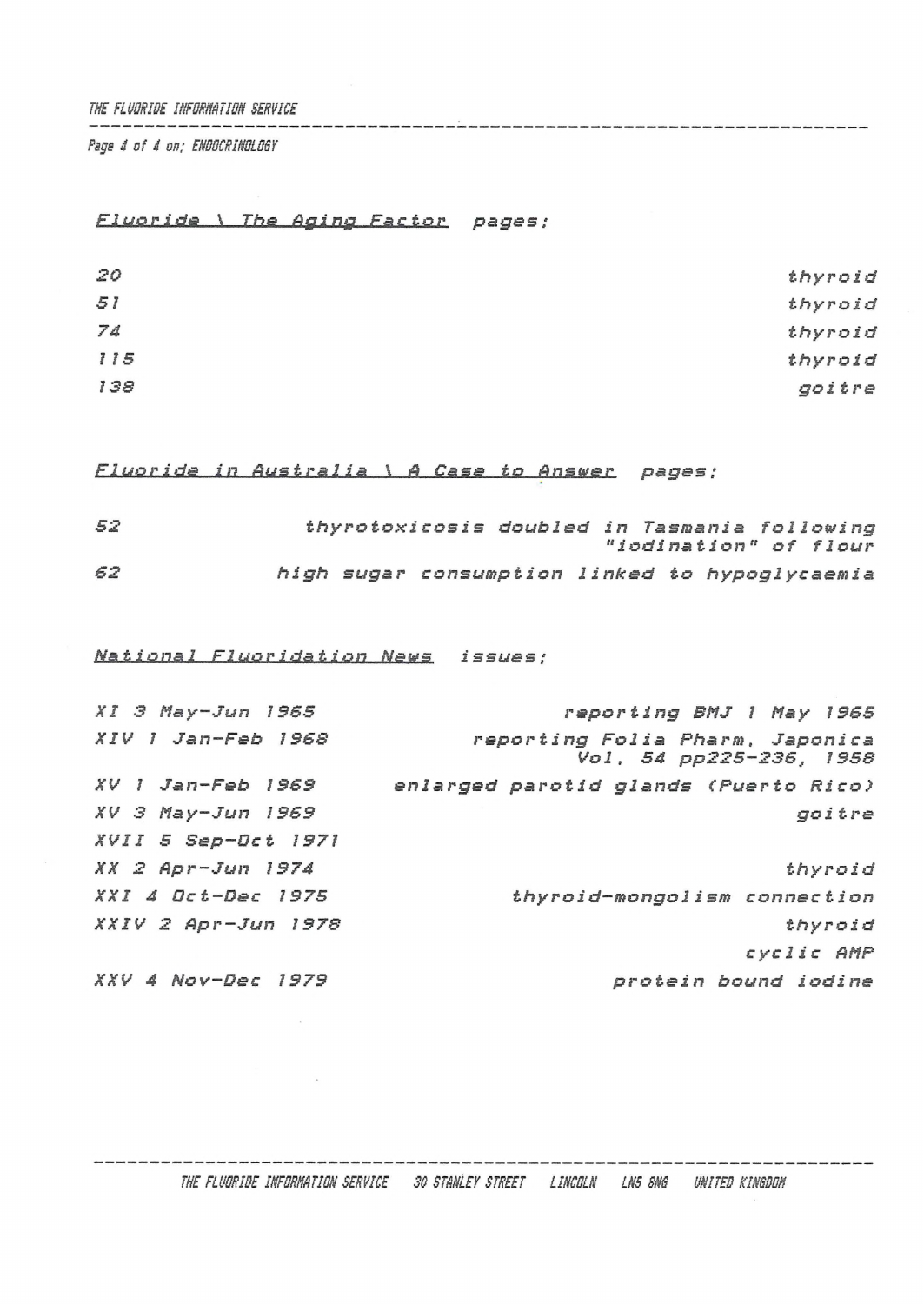*Fluoride \ The Aging Factor* pages:

| | |
|---|---|
| 20 | thyroid |
| 51 | thyroid |
| 74 | thyroid |
| 115 | thyroid |
| 138 | goitre |

*Fluoride in Australia \ A Case to Answer* pages:

| | |
|---|---|
| 52 | thyrotoxicosis doubled in Tasmania following "iodination" of flour |
| 62 | high sugar consumption linked to hypoglycaemia |

*National Fluoridation News* issues:

| | |
|---|---|
| XI 3 May-Jun 1965 | reporting BMJ 1 May 1965 |
| XIV 1 Jan-Feb 1968 | reporting Folia Pharm, Japonica Vol, 54 pp225-236, 1958 |
| XV 1 Jan-Feb 1969 | enlarged parotid glands (Puerto Rico) |
| XV 3 May-Jun 1969 | goitre |
| XVII 5 Sep-Oct 1971 | |
| XX 2 Apr-Jun 1974 | thyroid |
| XXI 4 Oct-Dec 1975 | thyroid-mongolism connection |
| XXIV 2 Apr-Jun 1978 | thyroid |
| | cyclic AMP |
| XXV 4 Nov-Dec 1979 | protein bound iodine |

THE FLUORIDE INFORMATION SERVICE 30 STANLEY STREET LINCOLN LN5 8NG UNITED KINGDOM